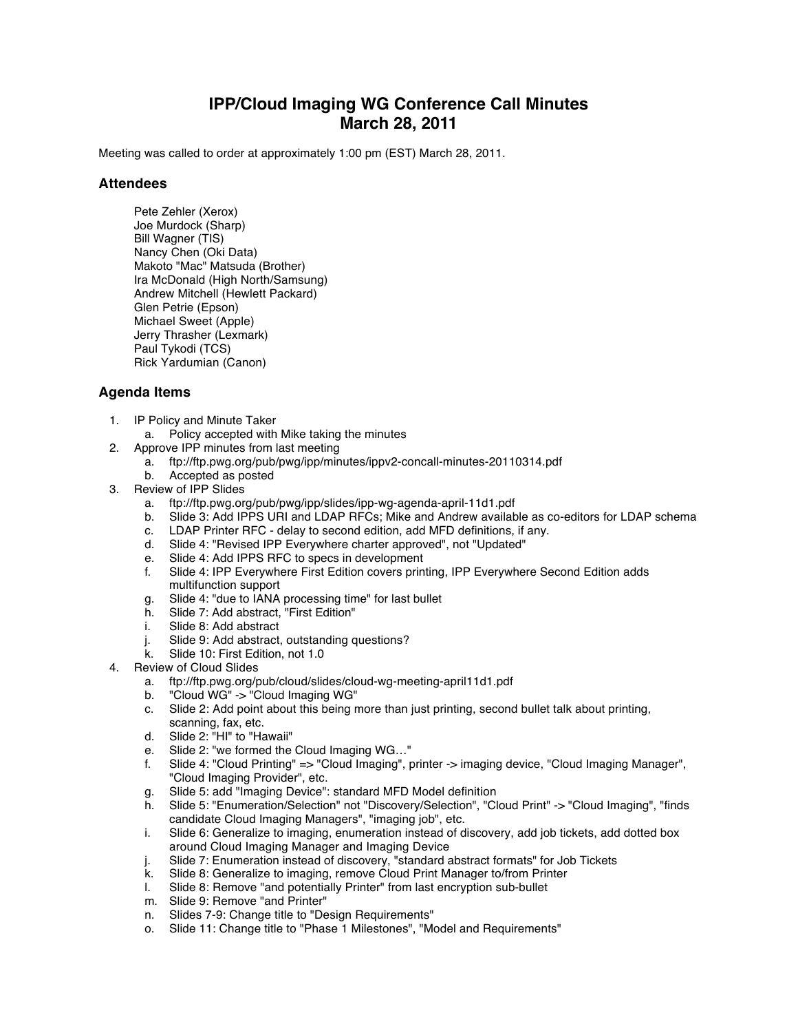# IPP/Cloud Imaging WG Conference Call Minutes
# March 28, 2011

Meeting was called to order at approximately 1:00 pm (EST) March 28, 2011.

## Attendees

Pete Zehler (Xerox)
Joe Murdock (Sharp)
Bill Wagner (TIS)
Nancy Chen (Oki Data)
Makoto "Mac" Matsuda (Brother)
Ira McDonald (High North/Samsung)
Andrew Mitchell (Hewlett Packard)
Glen Petrie (Epson)
Michael Sweet (Apple)
Jerry Thrasher (Lexmark)
Paul Tykodi (TCS)
Rick Yardumian (Canon)

## Agenda Items

1. IP Policy and Minute Taker
   a. Policy accepted with Mike taking the minutes
2. Approve IPP minutes from last meeting
   a. ftp://ftp.pwg.org/pub/pwg/ipp/minutes/ippv2-concall-minutes-20110314.pdf
   b. Accepted as posted
3. Review of IPP Slides
   a. ftp://ftp.pwg.org/pub/pwg/ipp/slides/ipp-wg-agenda-april-11d1.pdf
   b. Slide 3: Add IPPS URI and LDAP RFCs; Mike and Andrew available as co-editors for LDAP schema
   c. LDAP Printer RFC - delay to second edition, add MFD definitions, if any.
   d. Slide 4: "Revised IPP Everywhere charter approved", not "Updated"
   e. Slide 4: Add IPPS RFC to specs in development
   f. Slide 4: IPP Everywhere First Edition covers printing, IPP Everywhere Second Edition adds multifunction support
   g. Slide 4: "due to IANA processing time" for last bullet
   h. Slide 7: Add abstract, "First Edition"
   i. Slide 8: Add abstract
   j. Slide 9: Add abstract, outstanding questions?
   k. Slide 10: First Edition, not 1.0
4. Review of Cloud Slides
   a. ftp://ftp.pwg.org/pub/cloud/slides/cloud-wg-meeting-april11d1.pdf
   b. "Cloud WG" -> "Cloud Imaging WG"
   c. Slide 2: Add point about this being more than just printing, second bullet talk about printing, scanning, fax, etc.
   d. Slide 2: "HI" to "Hawaii"
   e. Slide 2: "we formed the Cloud Imaging WG…"
   f. Slide 4: "Cloud Printing" => "Cloud Imaging", printer -> imaging device, "Cloud Imaging Manager", "Cloud Imaging Provider", etc.
   g. Slide 5: add "Imaging Device": standard MFD Model definition
   h. Slide 5: "Enumeration/Selection" not "Discovery/Selection", "Cloud Print" -> "Cloud Imaging", "finds candidate Cloud Imaging Managers", "imaging job", etc.
   i. Slide 6: Generalize to imaging, enumeration instead of discovery, add job tickets, add dotted box around Cloud Imaging Manager and Imaging Device
   j. Slide 7: Enumeration instead of discovery, "standard abstract formats" for Job Tickets
   k. Slide 8: Generalize to imaging, remove Cloud Print Manager to/from Printer
   l. Slide 8: Remove "and potentially Printer" from last encryption sub-bullet
   m. Slide 9: Remove "and Printer"
   n. Slides 7-9: Change title to "Design Requirements"
   o. Slide 11: Change title to "Phase 1 Milestones", "Model and Requirements"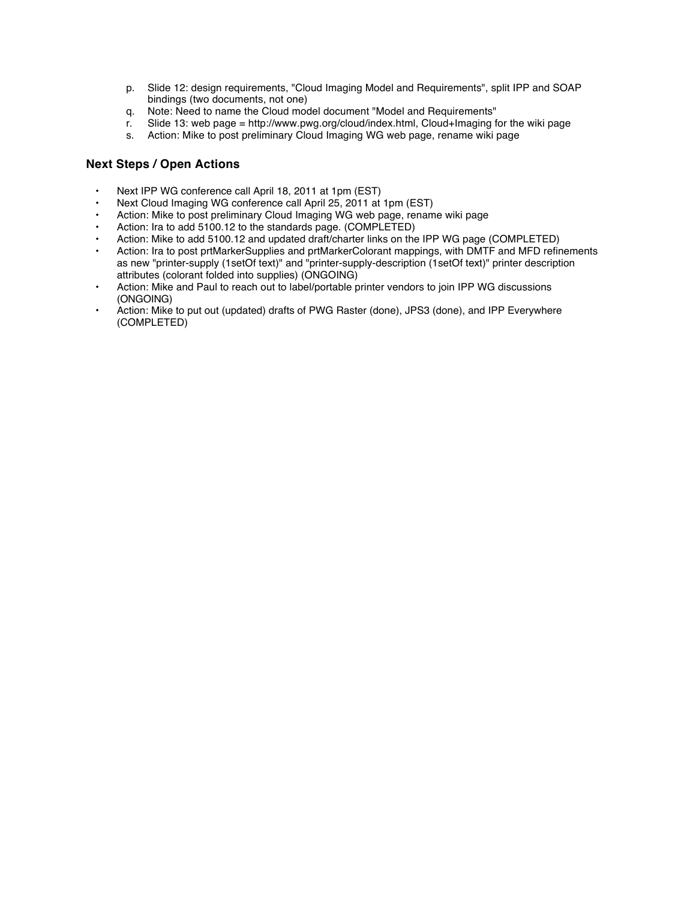p. Slide 12: design requirements, "Cloud Imaging Model and Requirements", split IPP and SOAP bindings (two documents, not one)
q. Note: Need to name the Cloud model document "Model and Requirements"
r. Slide 13: web page = http://www.pwg.org/cloud/index.html, Cloud+Imaging for the wiki page
s. Action: Mike to post preliminary Cloud Imaging WG web page, rename wiki page

### Next Steps / Open Actions

- Next IPP WG conference call April 18, 2011 at 1pm (EST)
- Next Cloud Imaging WG conference call April 25, 2011 at 1pm (EST)
- Action: Mike to post preliminary Cloud Imaging WG web page, rename wiki page
- Action: Ira to add 5100.12 to the standards page. (COMPLETED)
- Action: Mike to add 5100.12 and updated draft/charter links on the IPP WG page (COMPLETED)
- Action: Ira to post prtMarkerSupplies and prtMarkerColorant mappings, with DMTF and MFD refinements as new "printer-supply (1setOf text)" and "printer-supply-description (1setOf text)" printer description attributes (colorant folded into supplies) (ONGOING)
- Action: Mike and Paul to reach out to label/portable printer vendors to join IPP WG discussions (ONGOING)
- Action: Mike to put out (updated) drafts of PWG Raster (done), JPS3 (done), and IPP Everywhere (COMPLETED)